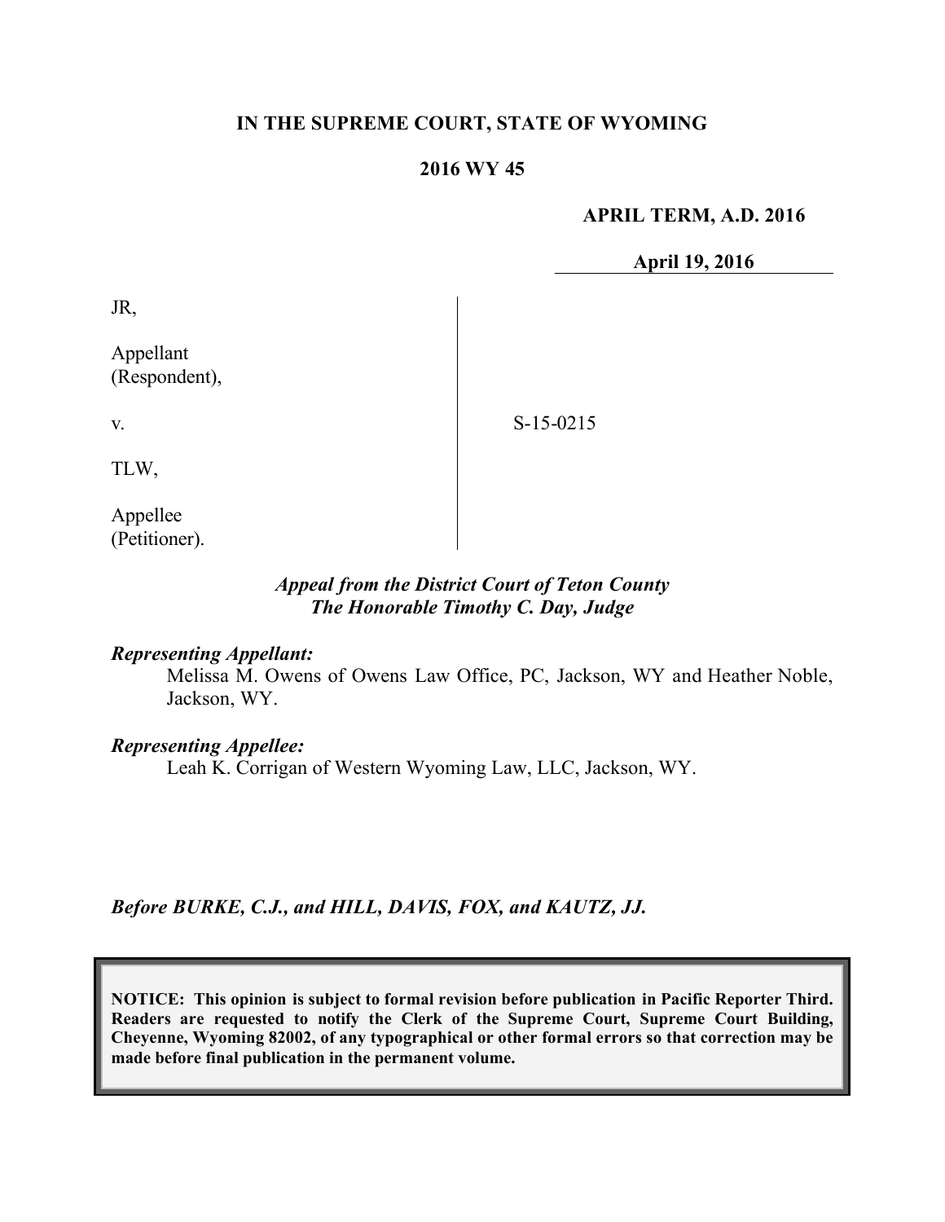**IN THE SUPREME COURT, STATE OF WYOMING**

**2016 WY 45**

**APRIL TERM, A.D. 2016**

**April 19, 2016**

JR,

Appellant
(Respondent),

v.

S-15-0215

TLW,

Appellee
(Petitioner).

*Appeal from the District Court of Teton County*
*The Honorable Timothy C. Day, Judge*

***Representing Appellant:***
Melissa M. Owens of Owens Law Office, PC, Jackson, WY and Heather Noble, Jackson, WY.

***Representing Appellee:***
Leah K. Corrigan of Western Wyoming Law, LLC, Jackson, WY.

*Before BURKE, C.J., and HILL, DAVIS, FOX, and KAUTZ, JJ.*

**NOTICE: This opinion is subject to formal revision before publication in Pacific Reporter Third. Readers are requested to notify the Clerk of the Supreme Court, Supreme Court Building, Cheyenne, Wyoming 82002, of any typographical or other formal errors so that correction may be made before final publication in the permanent volume.**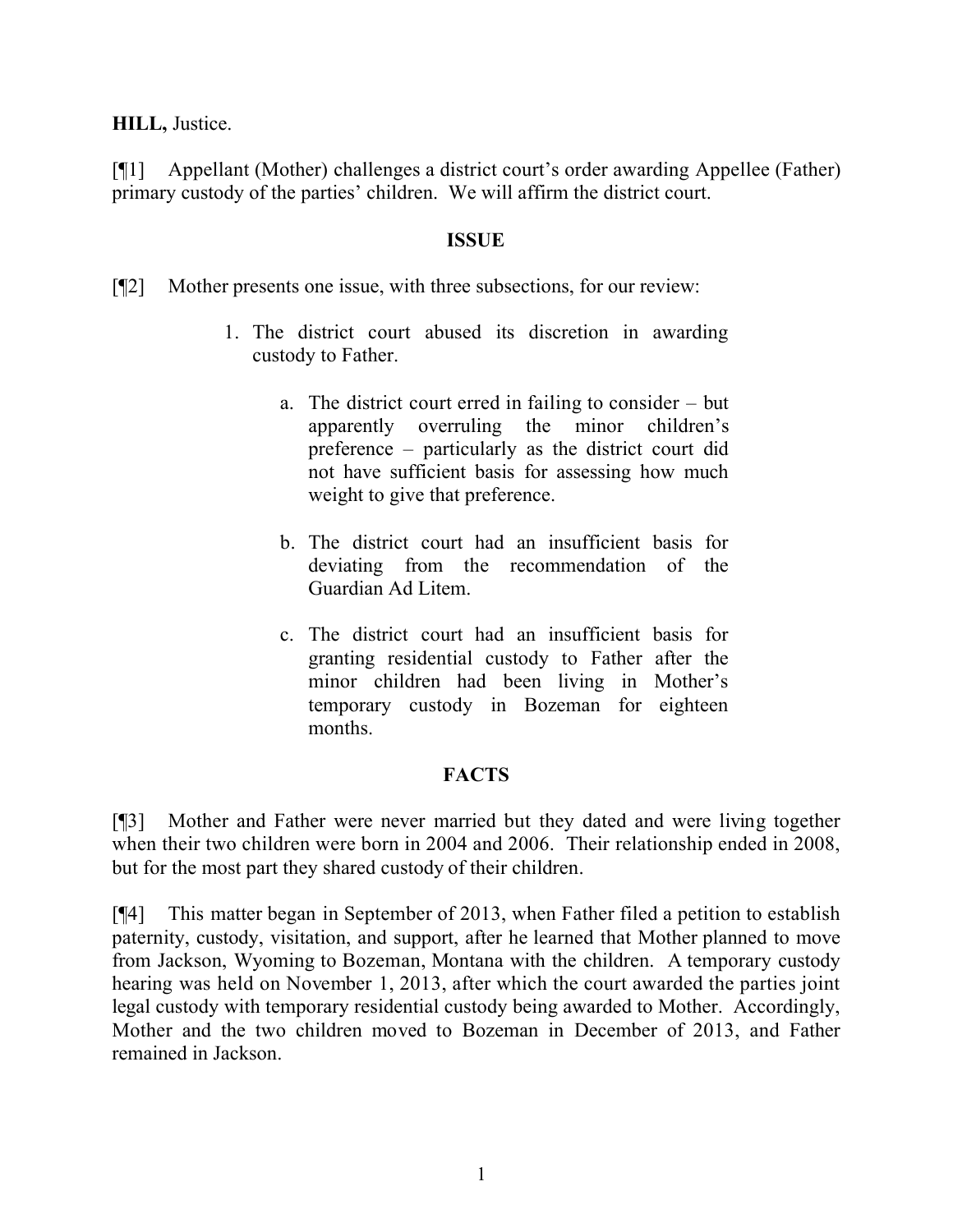**HILL,** Justice.

[¶1] Appellant (Mother) challenges a district court's order awarding Appellee (Father) primary custody of the parties' children. We will affirm the district court.

## ISSUE

[¶2] Mother presents one issue, with three subsections, for our review:

> 1. The district court abused its discretion in awarding custody to Father.
>
>    a. The district court erred in failing to consider – but apparently overruling the minor children's preference – particularly as the district court did not have sufficient basis for assessing how much weight to give that preference.
>
>    b. The district court had an insufficient basis for deviating from the recommendation of the Guardian Ad Litem.
>
>    c. The district court had an insufficient basis for granting residential custody to Father after the minor children had been living in Mother's temporary custody in Bozeman for eighteen months.

## FACTS

[¶3] Mother and Father were never married but they dated and were living together when their two children were born in 2004 and 2006. Their relationship ended in 2008, but for the most part they shared custody of their children.

[¶4] This matter began in September of 2013, when Father filed a petition to establish paternity, custody, visitation, and support, after he learned that Mother planned to move from Jackson, Wyoming to Bozeman, Montana with the children. A temporary custody hearing was held on November 1, 2013, after which the court awarded the parties joint legal custody with temporary residential custody being awarded to Mother. Accordingly, Mother and the two children moved to Bozeman in December of 2013, and Father remained in Jackson.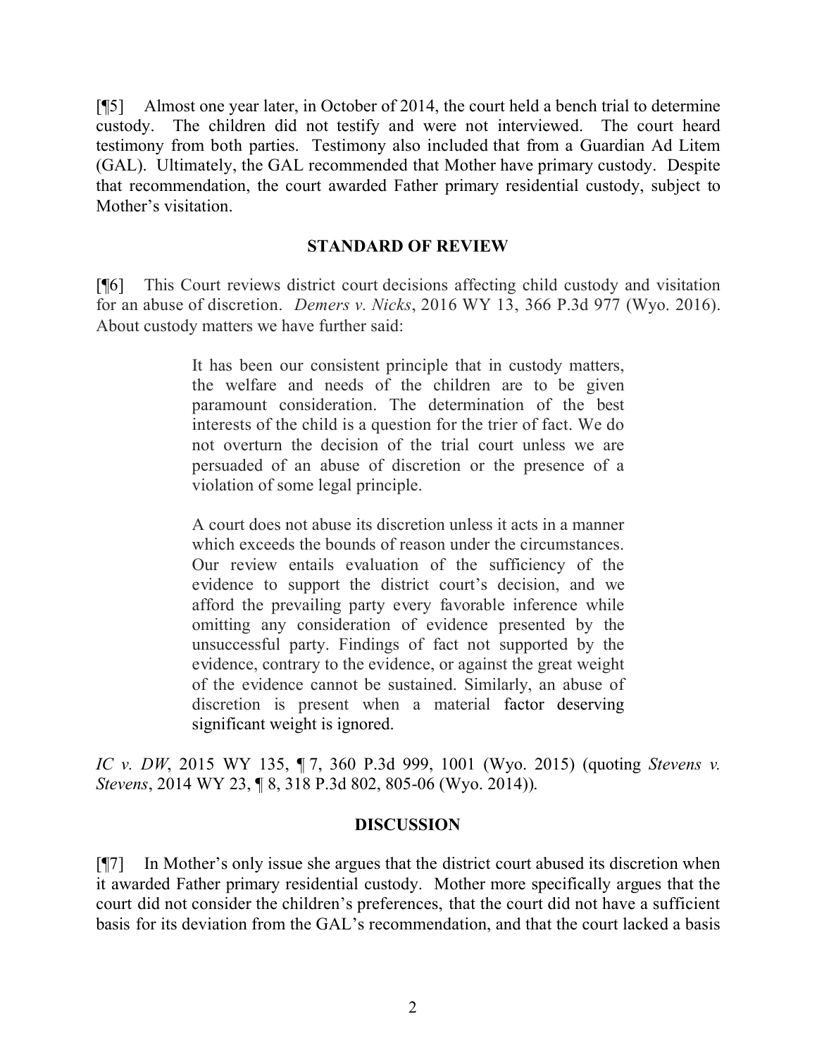[¶5] Almost one year later, in October of 2014, the court held a bench trial to determine custody. The children did not testify and were not interviewed. The court heard testimony from both parties. Testimony also included that from a Guardian Ad Litem (GAL). Ultimately, the GAL recommended that Mother have primary custody. Despite that recommendation, the court awarded Father primary residential custody, subject to Mother's visitation.

## STANDARD OF REVIEW

[¶6] This Court reviews district court decisions affecting child custody and visitation for an abuse of discretion. *Demers v. Nicks*, 2016 WY 13, 366 P.3d 977 (Wyo. 2016). About custody matters we have further said:

> It has been our consistent principle that in custody matters, the welfare and needs of the children are to be given paramount consideration. The determination of the best interests of the child is a question for the trier of fact. We do not overturn the decision of the trial court unless we are persuaded of an abuse of discretion or the presence of a violation of some legal principle.
>
> A court does not abuse its discretion unless it acts in a manner which exceeds the bounds of reason under the circumstances. Our review entails evaluation of the sufficiency of the evidence to support the district court's decision, and we afford the prevailing party every favorable inference while omitting any consideration of evidence presented by the unsuccessful party. Findings of fact not supported by the evidence, contrary to the evidence, or against the great weight of the evidence cannot be sustained. Similarly, an abuse of discretion is present when a material factor deserving significant weight is ignored.

*IC v. DW*, 2015 WY 135, ¶ 7, 360 P.3d 999, 1001 (Wyo. 2015) (quoting *Stevens v. Stevens*, 2014 WY 23, ¶ 8, 318 P.3d 802, 805-06 (Wyo. 2014)).

## DISCUSSION

[¶7] In Mother's only issue she argues that the district court abused its discretion when it awarded Father primary residential custody. Mother more specifically argues that the court did not consider the children's preferences, that the court did not have a sufficient basis for its deviation from the GAL's recommendation, and that the court lacked a basis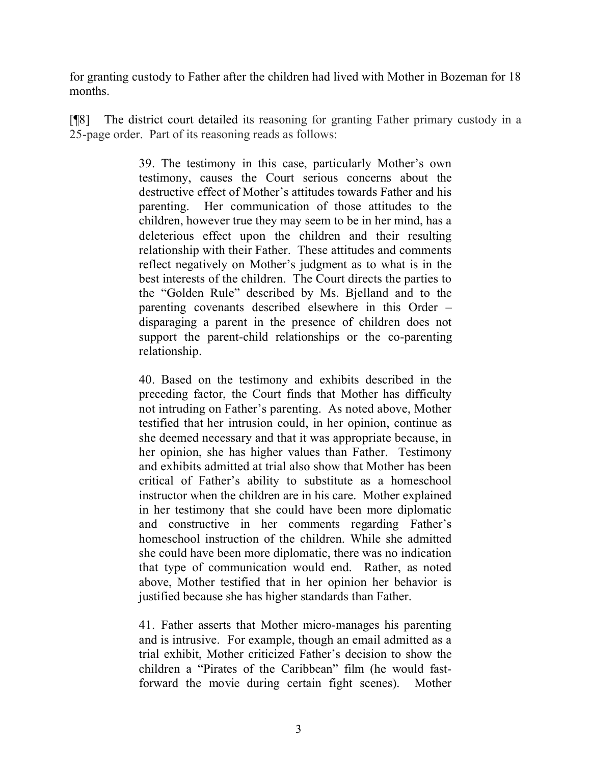for granting custody to Father after the children had lived with Mother in Bozeman for 18 months.

[¶8] The district court detailed its reasoning for granting Father primary custody in a 25-page order. Part of its reasoning reads as follows:

> 39. The testimony in this case, particularly Mother's own testimony, causes the Court serious concerns about the destructive effect of Mother's attitudes towards Father and his parenting. Her communication of those attitudes to the children, however true they may seem to be in her mind, has a deleterious effect upon the children and their resulting relationship with their Father. These attitudes and comments reflect negatively on Mother's judgment as to what is in the best interests of the children. The Court directs the parties to the "Golden Rule" described by Ms. Bjelland and to the parenting covenants described elsewhere in this Order – disparaging a parent in the presence of children does not support the parent-child relationships or the co-parenting relationship.
>
> 40. Based on the testimony and exhibits described in the preceding factor, the Court finds that Mother has difficulty not intruding on Father's parenting. As noted above, Mother testified that her intrusion could, in her opinion, continue as she deemed necessary and that it was appropriate because, in her opinion, she has higher values than Father. Testimony and exhibits admitted at trial also show that Mother has been critical of Father's ability to substitute as a homeschool instructor when the children are in his care. Mother explained in her testimony that she could have been more diplomatic and constructive in her comments regarding Father's homeschool instruction of the children. While she admitted she could have been more diplomatic, there was no indication that type of communication would end. Rather, as noted above, Mother testified that in her opinion her behavior is justified because she has higher standards than Father.
>
> 41. Father asserts that Mother micro-manages his parenting and is intrusive. For example, though an email admitted as a trial exhibit, Mother criticized Father's decision to show the children a "Pirates of the Caribbean" film (he would fast-forward the movie during certain fight scenes). Mother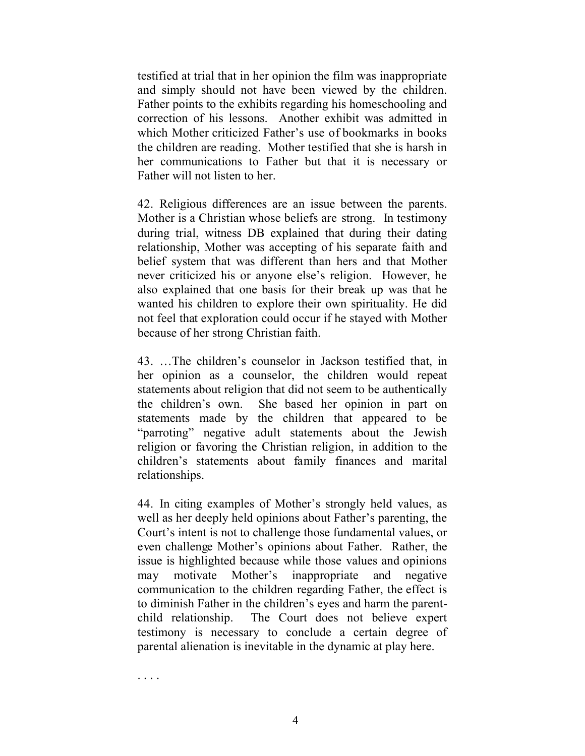testified at trial that in her opinion the film was inappropriate and simply should not have been viewed by the children. Father points to the exhibits regarding his homeschooling and correction of his lessons. Another exhibit was admitted in which Mother criticized Father's use of bookmarks in books the children are reading. Mother testified that she is harsh in her communications to Father but that it is necessary or Father will not listen to her.

42. Religious differences are an issue between the parents. Mother is a Christian whose beliefs are strong. In testimony during trial, witness DB explained that during their dating relationship, Mother was accepting of his separate faith and belief system that was different than hers and that Mother never criticized his or anyone else's religion. However, he also explained that one basis for their break up was that he wanted his children to explore their own spirituality. He did not feel that exploration could occur if he stayed with Mother because of her strong Christian faith.

43. …The children's counselor in Jackson testified that, in her opinion as a counselor, the children would repeat statements about religion that did not seem to be authentically the children's own. She based her opinion in part on statements made by the children that appeared to be "parroting" negative adult statements about the Jewish religion or favoring the Christian religion, in addition to the children's statements about family finances and marital relationships.

44. In citing examples of Mother's strongly held values, as well as her deeply held opinions about Father's parenting, the Court's intent is not to challenge those fundamental values, or even challenge Mother's opinions about Father. Rather, the issue is highlighted because while those values and opinions may motivate Mother's inappropriate and negative communication to the children regarding Father, the effect is to diminish Father in the children's eyes and harm the parent-child relationship. The Court does not believe expert testimony is necessary to conclude a certain degree of parental alienation is inevitable in the dynamic at play here.

. . . .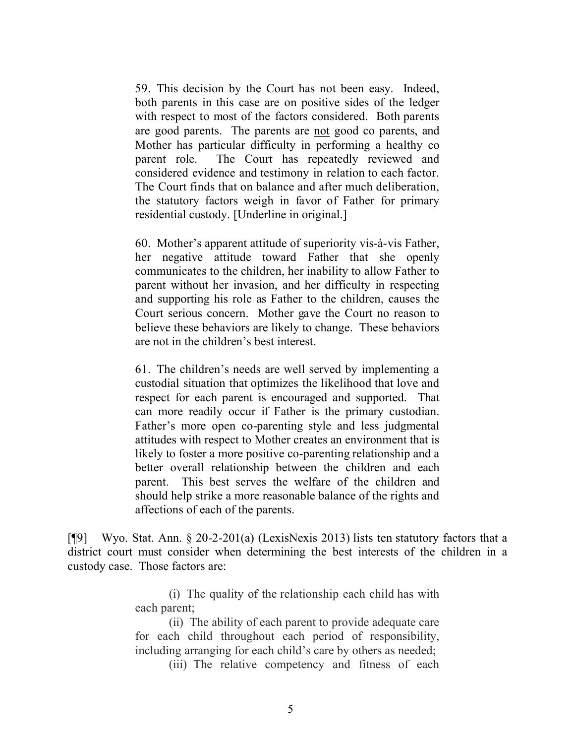> 59. This decision by the Court has not been easy. Indeed, both parents in this case are on positive sides of the ledger with respect to most of the factors considered. Both parents are good parents. The parents are not good co parents, and Mother has particular difficulty in performing a healthy co parent role. The Court has repeatedly reviewed and considered evidence and testimony in relation to each factor. The Court finds that on balance and after much deliberation, the statutory factors weigh in favor of Father for primary residential custody. [Underline in original.]
>
> 60. Mother's apparent attitude of superiority vis-à-vis Father, her negative attitude toward Father that she openly communicates to the children, her inability to allow Father to parent without her invasion, and her difficulty in respecting and supporting his role as Father to the children, causes the Court serious concern. Mother gave the Court no reason to believe these behaviors are likely to change. These behaviors are not in the children's best interest.
>
> 61. The children's needs are well served by implementing a custodial situation that optimizes the likelihood that love and respect for each parent is encouraged and supported. That can more readily occur if Father is the primary custodian. Father's more open co-parenting style and less judgmental attitudes with respect to Mother creates an environment that is likely to foster a more positive co-parenting relationship and a better overall relationship between the children and each parent. This best serves the welfare of the children and should help strike a more reasonable balance of the rights and affections of each of the parents.

[¶9] Wyo. Stat. Ann. § 20-2-201(a) (LexisNexis 2013) lists ten statutory factors that a district court must consider when determining the best interests of the children in a custody case. Those factors are:

> (i) The quality of the relationship each child has with each parent;
>
> (ii) The ability of each parent to provide adequate care for each child throughout each period of responsibility, including arranging for each child's care by others as needed;
>
> (iii) The relative competency and fitness of each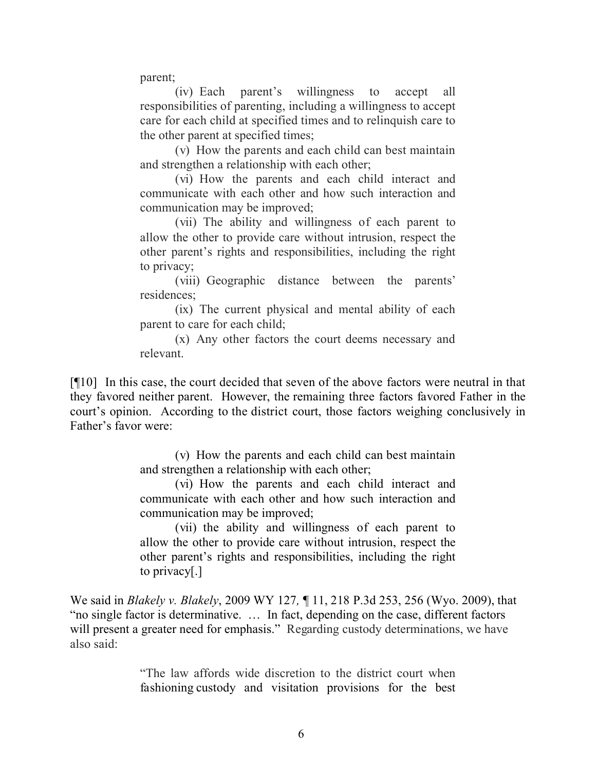parent;

> (iv) Each parent's willingness to accept all responsibilities of parenting, including a willingness to accept care for each child at specified times and to relinquish care to the other parent at specified times;
>
> (v) How the parents and each child can best maintain and strengthen a relationship with each other;
>
> (vi) How the parents and each child interact and communicate with each other and how such interaction and communication may be improved;
>
> (vii) The ability and willingness of each parent to allow the other to provide care without intrusion, respect the other parent's rights and responsibilities, including the right to privacy;
>
> (viii) Geographic distance between the parents' residences;
>
> (ix) The current physical and mental ability of each parent to care for each child;
>
> (x) Any other factors the court deems necessary and relevant.

[¶10] In this case, the court decided that seven of the above factors were neutral in that they favored neither parent. However, the remaining three factors favored Father in the court's opinion. According to the district court, those factors weighing conclusively in Father's favor were:

> (v) How the parents and each child can best maintain and strengthen a relationship with each other;
>
> (vi) How the parents and each child interact and communicate with each other and how such interaction and communication may be improved;
>
> (vii) the ability and willingness of each parent to allow the other to provide care without intrusion, respect the other parent's rights and responsibilities, including the right to privacy[.]

We said in *Blakely v. Blakely*, 2009 WY 127, ¶ 11, 218 P.3d 253, 256 (Wyo. 2009), that "no single factor is determinative. … In fact, depending on the case, different factors will present a greater need for emphasis." Regarding custody determinations, we have also said:

> "The law affords wide discretion to the district court when fashioning custody and visitation provisions for the best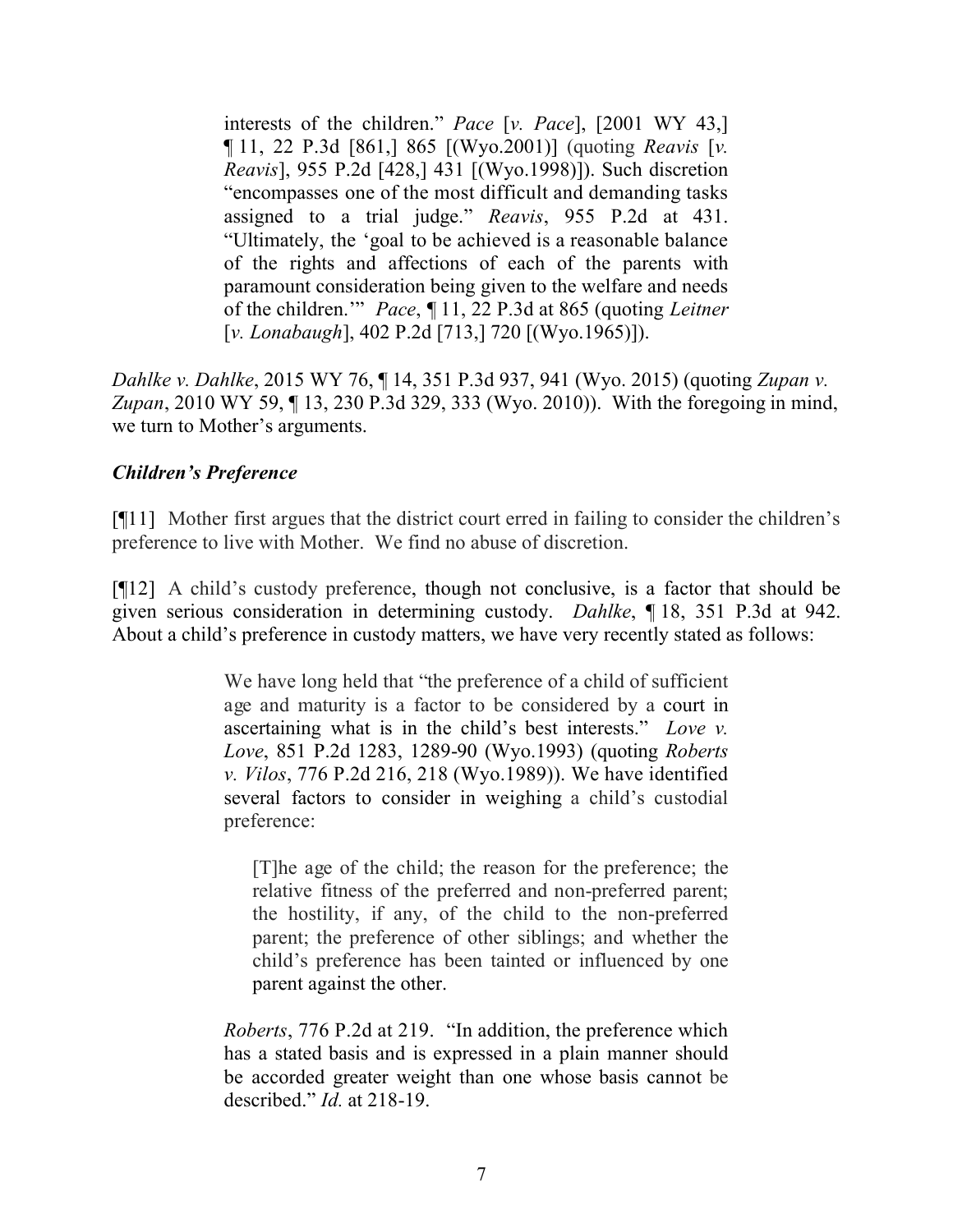> interests of the children." *Pace* [*v. Pace*], [2001 WY 43,] ¶ 11, 22 P.3d [861,] 865 [(Wyo.2001)] (quoting *Reavis* [*v. Reavis*], 955 P.2d [428,] 431 [(Wyo.1998)]). Such discretion "encompasses one of the most difficult and demanding tasks assigned to a trial judge." *Reavis*, 955 P.2d at 431. "Ultimately, the 'goal to be achieved is a reasonable balance of the rights and affections of each of the parents with paramount consideration being given to the welfare and needs of the children.'" *Pace*, ¶ 11, 22 P.3d at 865 (quoting *Leitner* [*v. Lonabaugh*], 402 P.2d [713,] 720 [(Wyo.1965)]).

*Dahlke v. Dahlke*, 2015 WY 76, ¶ 14, 351 P.3d 937, 941 (Wyo. 2015) (quoting *Zupan v. Zupan*, 2010 WY 59, ¶ 13, 230 P.3d 329, 333 (Wyo. 2010)). With the foregoing in mind, we turn to Mother's arguments.

### *Children's Preference*

[¶11] Mother first argues that the district court erred in failing to consider the children's preference to live with Mother. We find no abuse of discretion.

[¶12] A child's custody preference, though not conclusive, is a factor that should be given serious consideration in determining custody. *Dahlke*, ¶ 18, 351 P.3d at 942. About a child's preference in custody matters, we have very recently stated as follows:

> We have long held that "the preference of a child of sufficient age and maturity is a factor to be considered by a court in ascertaining what is in the child's best interests." *Love v. Love*, 851 P.2d 1283, 1289-90 (Wyo.1993) (quoting *Roberts v. Vilos*, 776 P.2d 216, 218 (Wyo.1989)). We have identified several factors to consider in weighing a child's custodial preference:
>
> > [T]he age of the child; the reason for the preference; the relative fitness of the preferred and non-preferred parent; the hostility, if any, of the child to the non-preferred parent; the preference of other siblings; and whether the child's preference has been tainted or influenced by one parent against the other.
>
> *Roberts*, 776 P.2d at 219. "In addition, the preference which has a stated basis and is expressed in a plain manner should be accorded greater weight than one whose basis cannot be described." *Id.* at 218-19.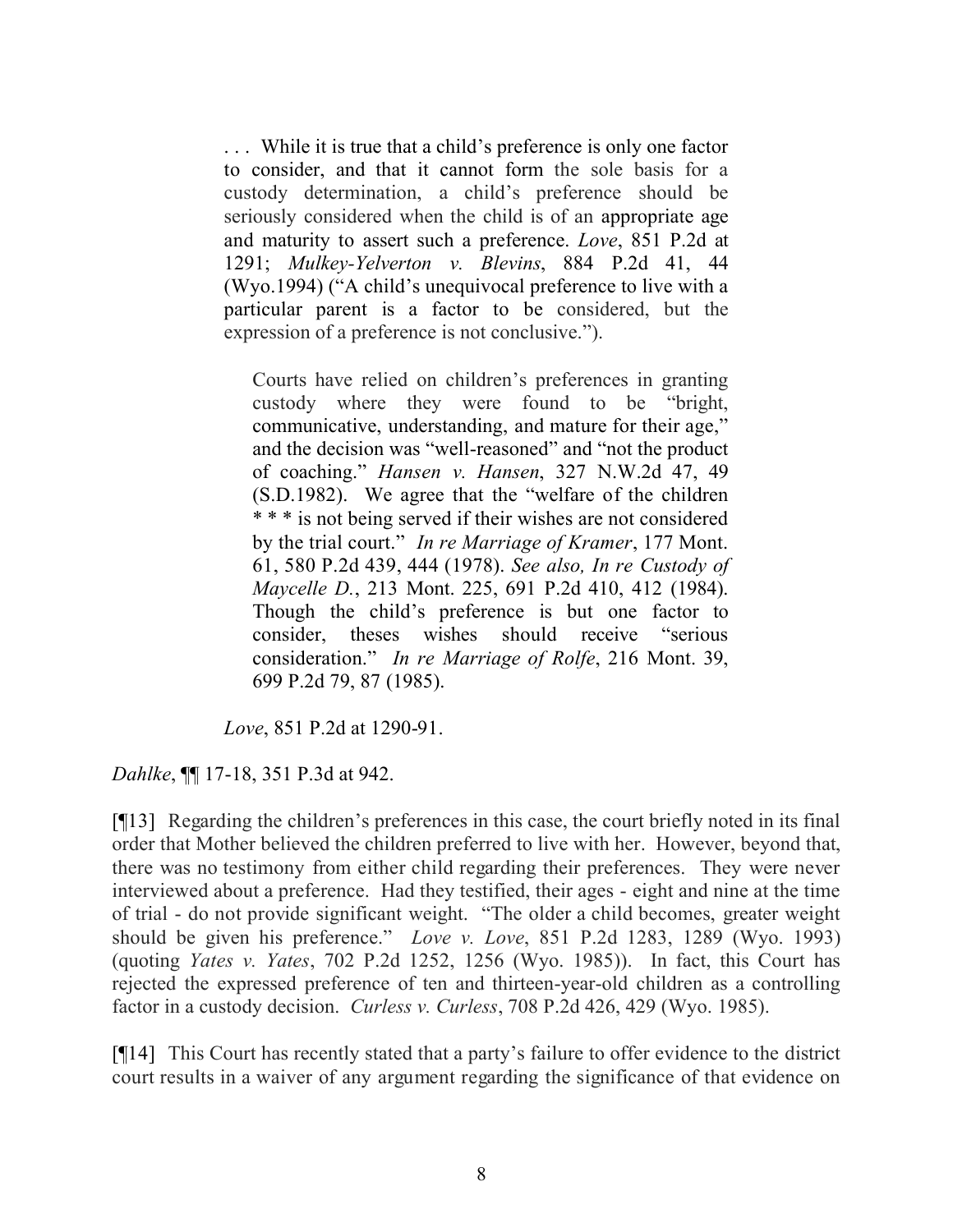> . . . While it is true that a child's preference is only one factor to consider, and that it cannot form the sole basis for a custody determination, a child's preference should be seriously considered when the child is of an appropriate age and maturity to assert such a preference. *Love*, 851 P.2d at 1291; *Mulkey-Yelverton v. Blevins*, 884 P.2d 41, 44 (Wyo.1994) ("A child's unequivocal preference to live with a particular parent is a factor to be considered, but the expression of a preference is not conclusive.").
>
>> Courts have relied on children's preferences in granting custody where they were found to be "bright, communicative, understanding, and mature for their age," and the decision was "well-reasoned" and "not the product of coaching." *Hansen v. Hansen*, 327 N.W.2d 47, 49 (S.D.1982). We agree that the "welfare of the children * * * is not being served if their wishes are not considered by the trial court." *In re Marriage of Kramer*, 177 Mont. 61, 580 P.2d 439, 444 (1978). *See also, In re Custody of Maycelle D.*, 213 Mont. 225, 691 P.2d 410, 412 (1984). Though the child's preference is but one factor to consider, theses wishes should receive "serious consideration." *In re Marriage of Rolfe*, 216 Mont. 39, 699 P.2d 79, 87 (1985).
>
> *Love*, 851 P.2d at 1290-91.

*Dahlke*, ¶¶ 17-18, 351 P.3d at 942.

[¶13] Regarding the children's preferences in this case, the court briefly noted in its final order that Mother believed the children preferred to live with her. However, beyond that, there was no testimony from either child regarding their preferences. They were never interviewed about a preference. Had they testified, their ages - eight and nine at the time of trial - do not provide significant weight. "The older a child becomes, greater weight should be given his preference." *Love v. Love*, 851 P.2d 1283, 1289 (Wyo. 1993) (quoting *Yates v. Yates*, 702 P.2d 1252, 1256 (Wyo. 1985)). In fact, this Court has rejected the expressed preference of ten and thirteen-year-old children as a controlling factor in a custody decision. *Curless v. Curless*, 708 P.2d 426, 429 (Wyo. 1985).

[¶14] This Court has recently stated that a party's failure to offer evidence to the district court results in a waiver of any argument regarding the significance of that evidence on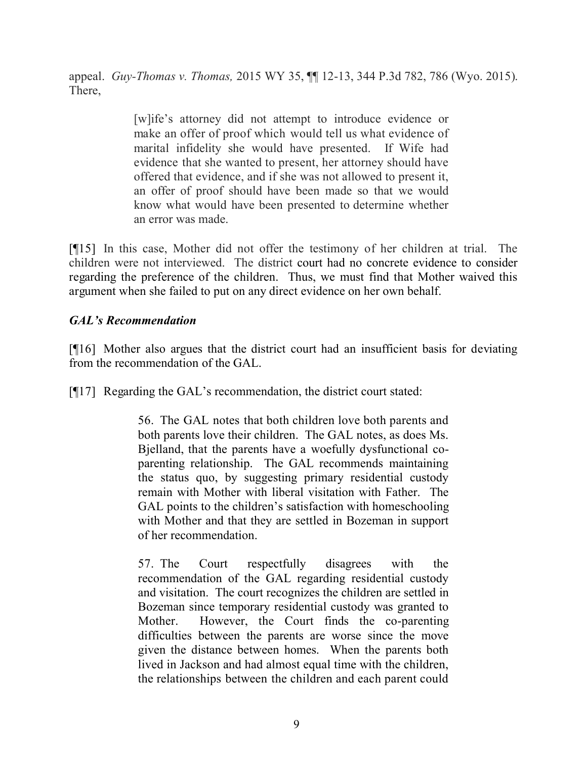appeal. *Guy-Thomas v. Thomas,* 2015 WY 35, ¶¶ 12-13, 344 P.3d 782, 786 (Wyo. 2015). There,

> [w]ife's attorney did not attempt to introduce evidence or make an offer of proof which would tell us what evidence of marital infidelity she would have presented. If Wife had evidence that she wanted to present, her attorney should have offered that evidence, and if she was not allowed to present it, an offer of proof should have been made so that we would know what would have been presented to determine whether an error was made.

[¶15] In this case, Mother did not offer the testimony of her children at trial. The children were not interviewed. The district court had no concrete evidence to consider regarding the preference of the children. Thus, we must find that Mother waived this argument when she failed to put on any direct evidence on her own behalf.

### *GAL's Recommendation*

[¶16] Mother also argues that the district court had an insufficient basis for deviating from the recommendation of the GAL.

[¶17] Regarding the GAL's recommendation, the district court stated:

> 56. The GAL notes that both children love both parents and both parents love their children. The GAL notes, as does Ms. Bjelland, that the parents have a woefully dysfunctional co-parenting relationship. The GAL recommends maintaining the status quo, by suggesting primary residential custody remain with Mother with liberal visitation with Father. The GAL points to the children's satisfaction with homeschooling with Mother and that they are settled in Bozeman in support of her recommendation.
>
> 57. The Court respectfully disagrees with the recommendation of the GAL regarding residential custody and visitation. The court recognizes the children are settled in Bozeman since temporary residential custody was granted to Mother. However, the Court finds the co-parenting difficulties between the parents are worse since the move given the distance between homes. When the parents both lived in Jackson and had almost equal time with the children, the relationships between the children and each parent could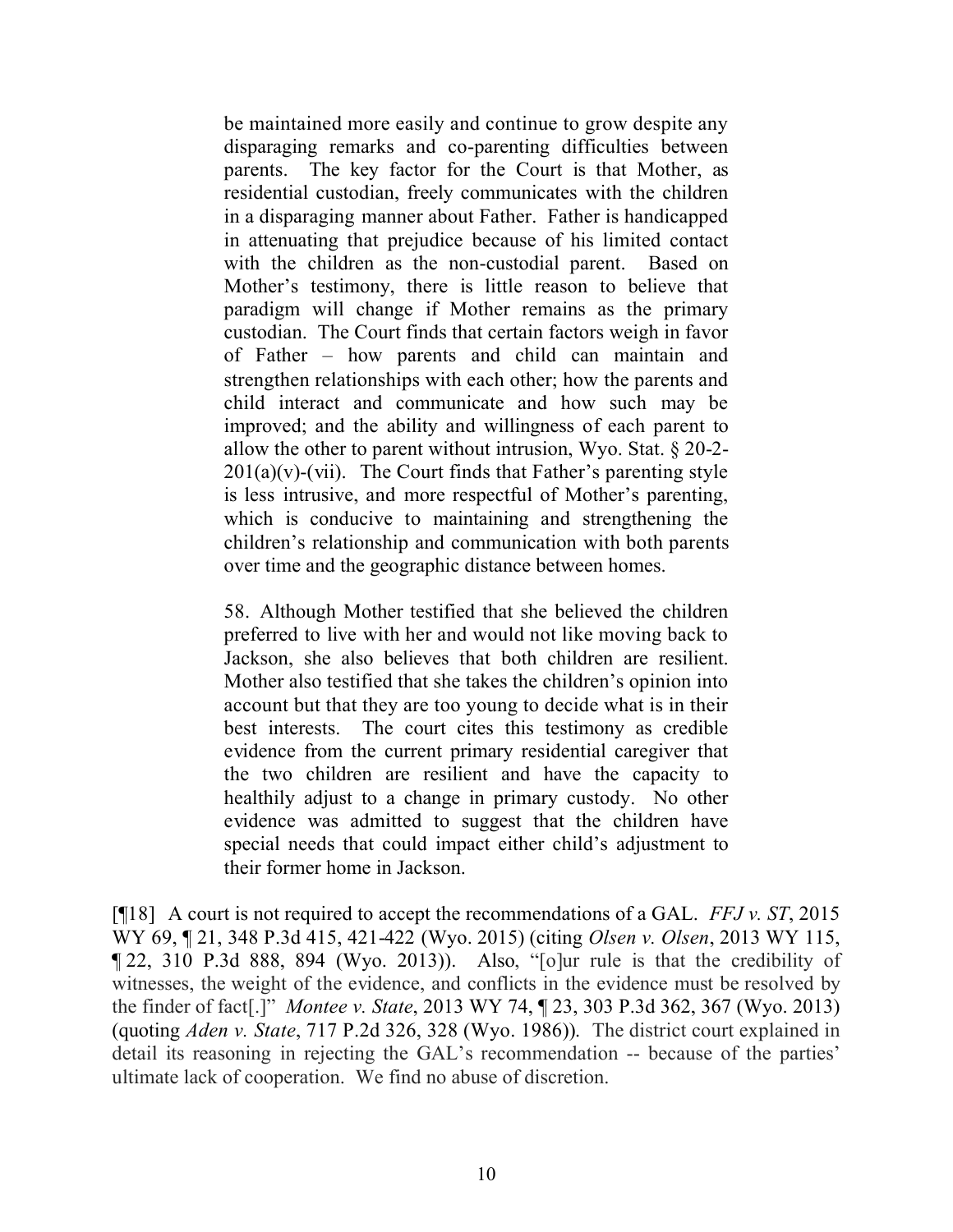> be maintained more easily and continue to grow despite any disparaging remarks and co-parenting difficulties between parents. The key factor for the Court is that Mother, as residential custodian, freely communicates with the children in a disparaging manner about Father. Father is handicapped in attenuating that prejudice because of his limited contact with the children as the non-custodial parent. Based on Mother's testimony, there is little reason to believe that paradigm will change if Mother remains as the primary custodian. The Court finds that certain factors weigh in favor of Father – how parents and child can maintain and strengthen relationships with each other; how the parents and child interact and communicate and how such may be improved; and the ability and willingness of each parent to allow the other to parent without intrusion, Wyo. Stat. § 20-2-201(a)(v)-(vii). The Court finds that Father's parenting style is less intrusive, and more respectful of Mother's parenting, which is conducive to maintaining and strengthening the children's relationship and communication with both parents over time and the geographic distance between homes.
>
> 58. Although Mother testified that she believed the children preferred to live with her and would not like moving back to Jackson, she also believes that both children are resilient. Mother also testified that she takes the children's opinion into account but that they are too young to decide what is in their best interests. The court cites this testimony as credible evidence from the current primary residential caregiver that the two children are resilient and have the capacity to healthily adjust to a change in primary custody. No other evidence was admitted to suggest that the children have special needs that could impact either child's adjustment to their former home in Jackson.

[¶18] A court is not required to accept the recommendations of a GAL. *FFJ v. ST*, 2015 WY 69, ¶ 21, 348 P.3d 415, 421-422 (Wyo. 2015) (citing *Olsen v. Olsen*, 2013 WY 115, ¶ 22, 310 P.3d 888, 894 (Wyo. 2013)). Also, "[o]ur rule is that the credibility of witnesses, the weight of the evidence, and conflicts in the evidence must be resolved by the finder of fact[.]" *Montee v. State*, 2013 WY 74, ¶ 23, 303 P.3d 362, 367 (Wyo. 2013) (quoting *Aden v. State*, 717 P.2d 326, 328 (Wyo. 1986)). The district court explained in detail its reasoning in rejecting the GAL's recommendation -- because of the parties' ultimate lack of cooperation. We find no abuse of discretion.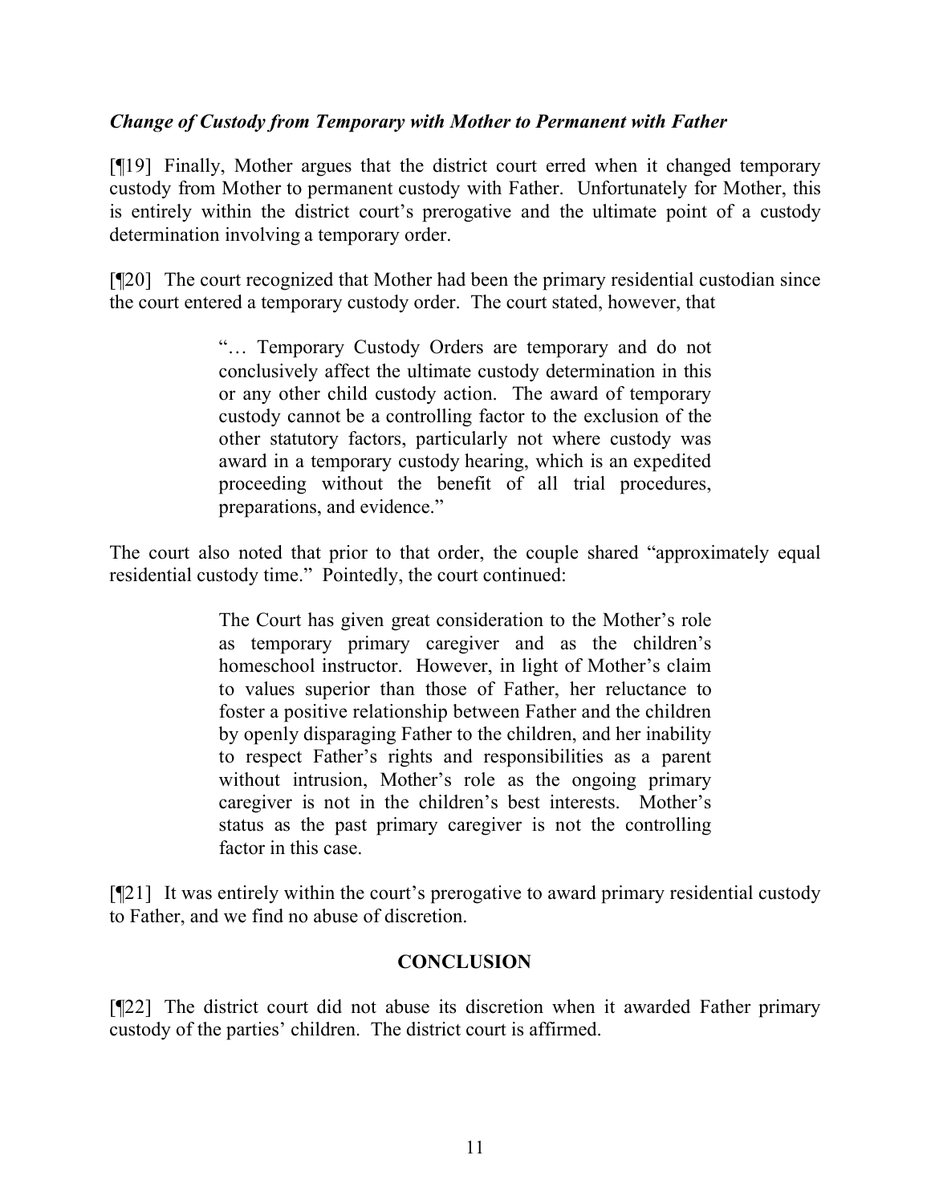### *Change of Custody from Temporary with Mother to Permanent with Father*

[¶19] Finally, Mother argues that the district court erred when it changed temporary custody from Mother to permanent custody with Father. Unfortunately for Mother, this is entirely within the district court's prerogative and the ultimate point of a custody determination involving a temporary order.

[¶20] The court recognized that Mother had been the primary residential custodian since the court entered a temporary custody order. The court stated, however, that

> "… Temporary Custody Orders are temporary and do not conclusively affect the ultimate custody determination in this or any other child custody action. The award of temporary custody cannot be a controlling factor to the exclusion of the other statutory factors, particularly not where custody was award in a temporary custody hearing, which is an expedited proceeding without the benefit of all trial procedures, preparations, and evidence."

The court also noted that prior to that order, the couple shared "approximately equal residential custody time." Pointedly, the court continued:

> The Court has given great consideration to the Mother's role as temporary primary caregiver and as the children's homeschool instructor. However, in light of Mother's claim to values superior than those of Father, her reluctance to foster a positive relationship between Father and the children by openly disparaging Father to the children, and her inability to respect Father's rights and responsibilities as a parent without intrusion, Mother's role as the ongoing primary caregiver is not in the children's best interests. Mother's status as the past primary caregiver is not the controlling factor in this case.

[¶21] It was entirely within the court's prerogative to award primary residential custody to Father, and we find no abuse of discretion.

## CONCLUSION

[¶22] The district court did not abuse its discretion when it awarded Father primary custody of the parties' children. The district court is affirmed.